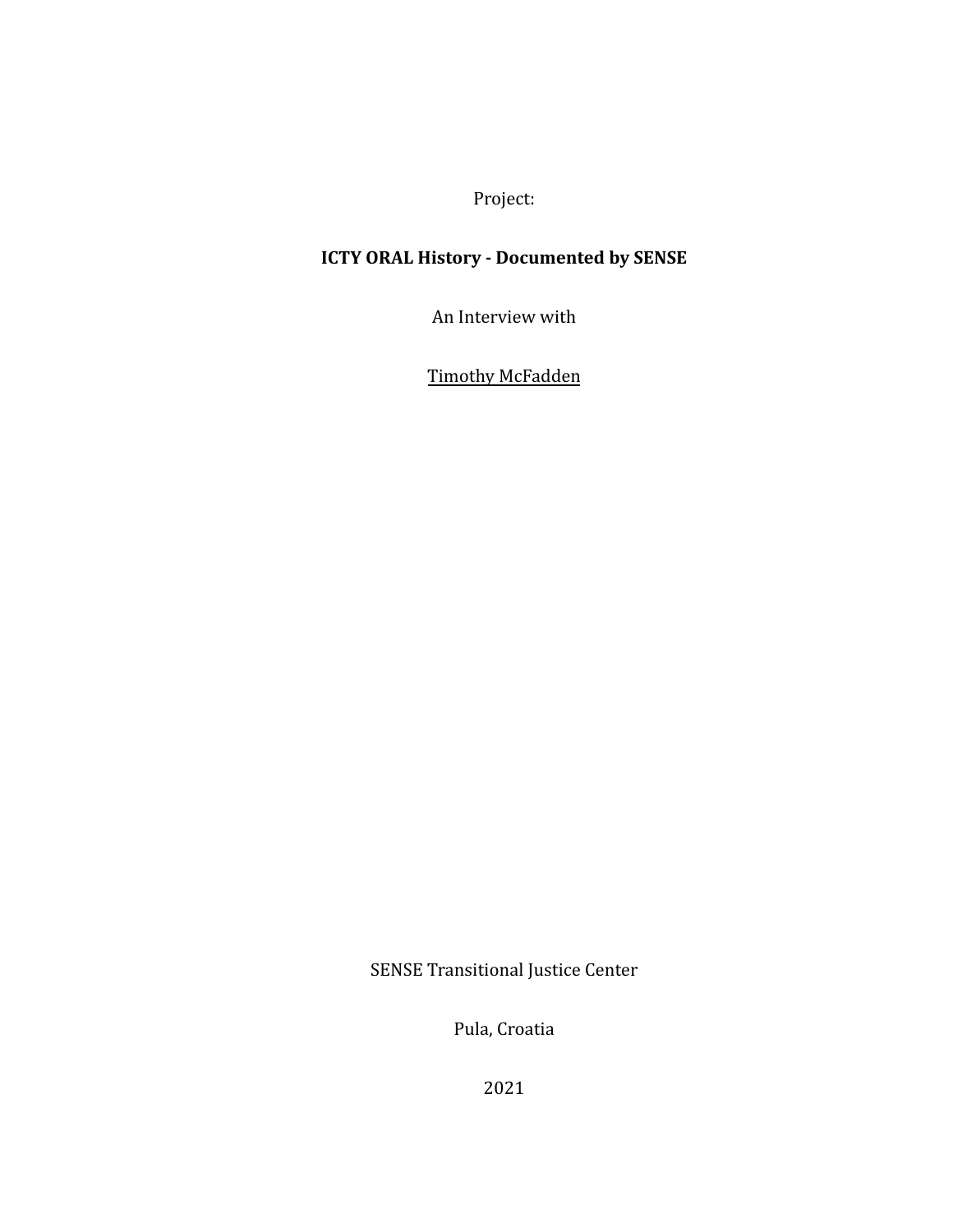Project:

**ICTY ORAL History - Documented by SENSE**

An Interview with

<u>Timothy McFadden</u>

SENSE Transitional Justice Center

Pula, Croatia

2021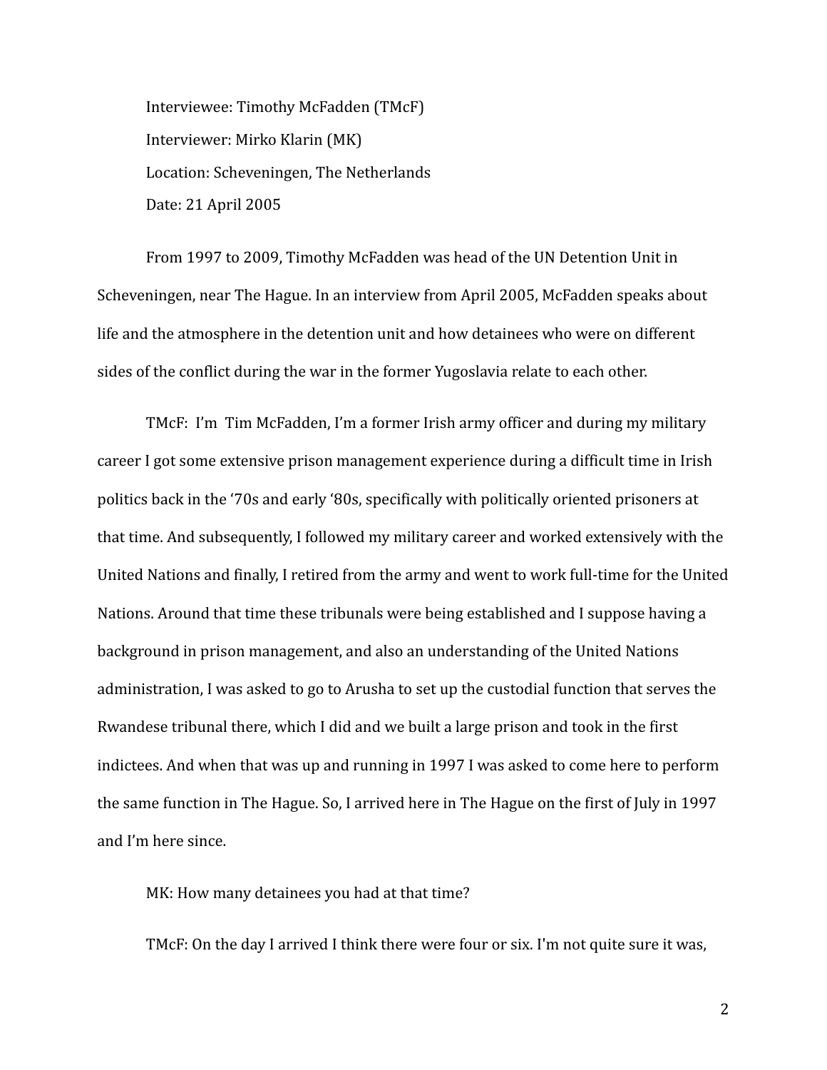Interviewee: Timothy McFadden (TMcF)

Interviewer: Mirko Klarin (MK)

Location: Scheveningen, The Netherlands

Date: 21 April 2005

From 1997 to 2009, Timothy McFadden was head of the UN Detention Unit in Scheveningen, near The Hague. In an interview from April 2005, McFadden speaks about life and the atmosphere in the detention unit and how detainees who were on different sides of the conflict during the war in the former Yugoslavia relate to each other.

TMcF: I'm Tim McFadden, I'm a former Irish army officer and during my military career I got some extensive prison management experience during a difficult time in Irish politics back in the '70s and early '80s, specifically with politically oriented prisoners at that time. And subsequently, I followed my military career and worked extensively with the United Nations and finally, I retired from the army and went to work full-time for the United Nations. Around that time these tribunals were being established and I suppose having a background in prison management, and also an understanding of the United Nations administration, I was asked to go to Arusha to set up the custodial function that serves the Rwandese tribunal there, which I did and we built a large prison and took in the first indictees. And when that was up and running in 1997 I was asked to come here to perform the same function in The Hague. So, I arrived here in The Hague on the first of July in 1997 and I'm here since.

MK: How many detainees you had at that time?

TMcF: On the day I arrived I think there were four or six. I'm not quite sure it was,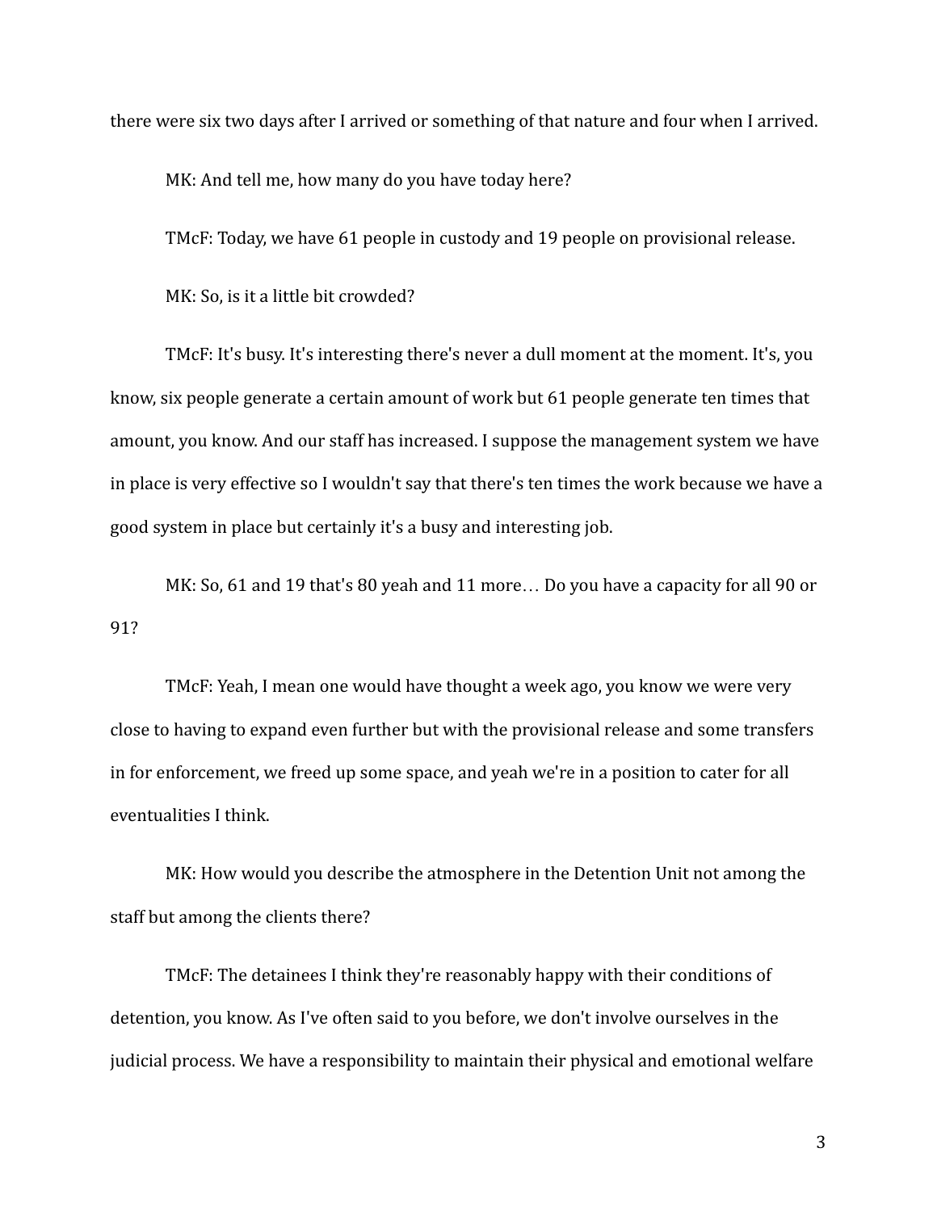there were six two days after I arrived or something of that nature and four when I arrived.

MK: And tell me, how many do you have today here?

TMcF: Today, we have 61 people in custody and 19 people on provisional release.

MK: So, is it a little bit crowded?

TMcF: It's busy. It's interesting there's never a dull moment at the moment. It's, you know, six people generate a certain amount of work but 61 people generate ten times that amount, you know. And our staff has increased. I suppose the management system we have in place is very effective so I wouldn't say that there's ten times the work because we have a good system in place but certainly it's a busy and interesting job.

MK: So, 61 and 19 that's 80 yeah and 11 more… Do you have a capacity for all 90 or 91?

TMcF: Yeah, I mean one would have thought a week ago, you know we were very close to having to expand even further but with the provisional release and some transfers in for enforcement, we freed up some space, and yeah we're in a position to cater for all eventualities I think.

MK: How would you describe the atmosphere in the Detention Unit not among the staff but among the clients there?

TMcF: The detainees I think they're reasonably happy with their conditions of detention, you know. As I've often said to you before, we don't involve ourselves in the judicial process. We have a responsibility to maintain their physical and emotional welfare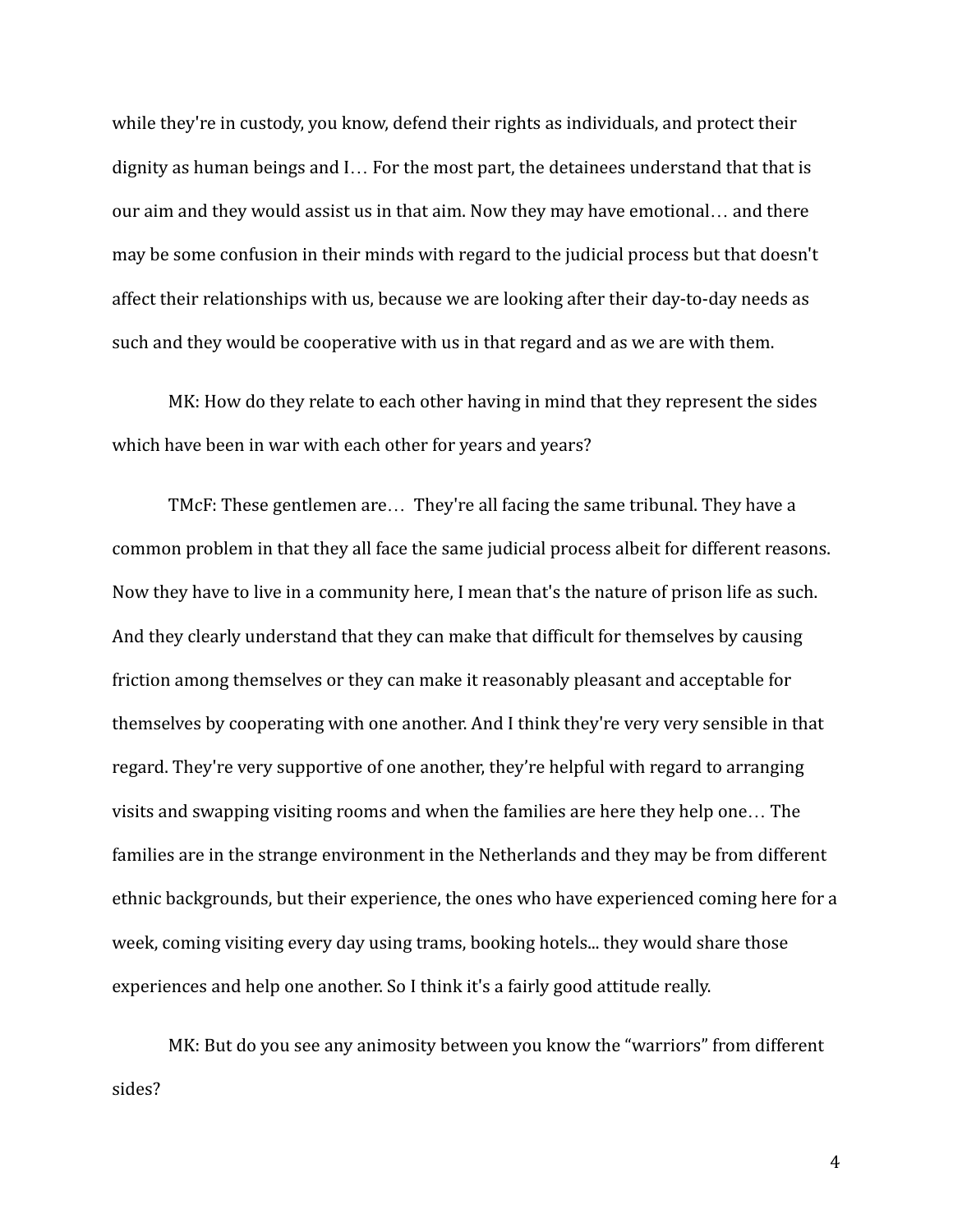while they're in custody, you know, defend their rights as individuals, and protect their dignity as human beings and I… For the most part, the detainees understand that that is our aim and they would assist us in that aim. Now they may have emotional… and there may be some confusion in their minds with regard to the judicial process but that doesn't affect their relationships with us, because we are looking after their day-to-day needs as such and they would be cooperative with us in that regard and as we are with them.

MK: How do they relate to each other having in mind that they represent the sides which have been in war with each other for years and years?

TMcF: These gentlemen are… They're all facing the same tribunal. They have a common problem in that they all face the same judicial process albeit for different reasons. Now they have to live in a community here, I mean that's the nature of prison life as such. And they clearly understand that they can make that difficult for themselves by causing friction among themselves or they can make it reasonably pleasant and acceptable for themselves by cooperating with one another. And I think they're very very sensible in that regard. They're very supportive of one another, they're helpful with regard to arranging visits and swapping visiting rooms and when the families are here they help one… The families are in the strange environment in the Netherlands and they may be from different ethnic backgrounds, but their experience, the ones who have experienced coming here for a week, coming visiting every day using trams, booking hotels... they would share those experiences and help one another. So I think it's a fairly good attitude really.

MK: But do you see any animosity between you know the "warriors" from different sides?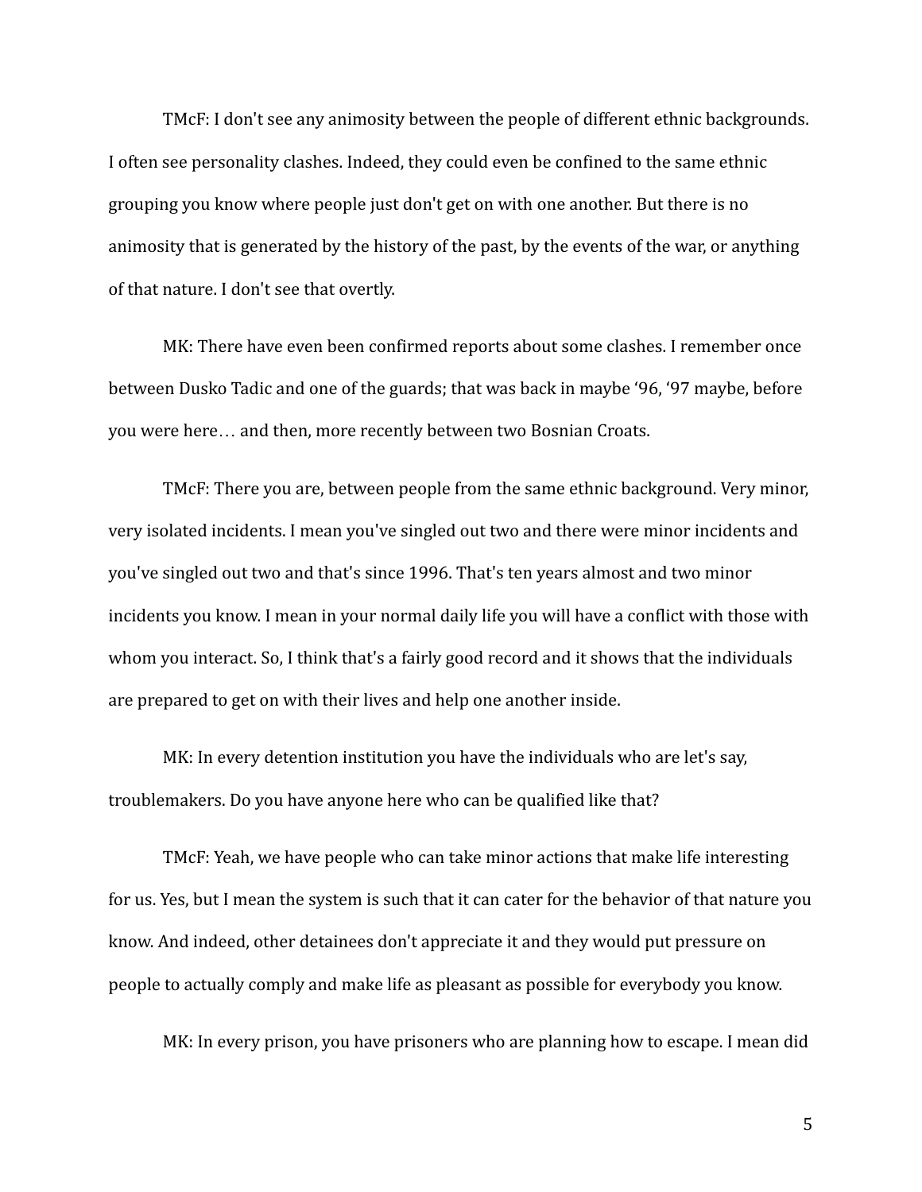TMcF: I don't see any animosity between the people of different ethnic backgrounds. I often see personality clashes. Indeed, they could even be confined to the same ethnic grouping you know where people just don't get on with one another. But there is no animosity that is generated by the history of the past, by the events of the war, or anything of that nature. I don't see that overtly.

MK: There have even been confirmed reports about some clashes. I remember once between Dusko Tadic and one of the guards; that was back in maybe '96, '97 maybe, before you were here… and then, more recently between two Bosnian Croats.

TMcF: There you are, between people from the same ethnic background. Very minor, very isolated incidents. I mean you've singled out two and there were minor incidents and you've singled out two and that's since 1996. That's ten years almost and two minor incidents you know. I mean in your normal daily life you will have a conflict with those with whom you interact. So, I think that's a fairly good record and it shows that the individuals are prepared to get on with their lives and help one another inside.

MK: In every detention institution you have the individuals who are let's say, troublemakers. Do you have anyone here who can be qualified like that?

TMcF: Yeah, we have people who can take minor actions that make life interesting for us. Yes, but I mean the system is such that it can cater for the behavior of that nature you know. And indeed, other detainees don't appreciate it and they would put pressure on people to actually comply and make life as pleasant as possible for everybody you know.

MK: In every prison, you have prisoners who are planning how to escape. I mean did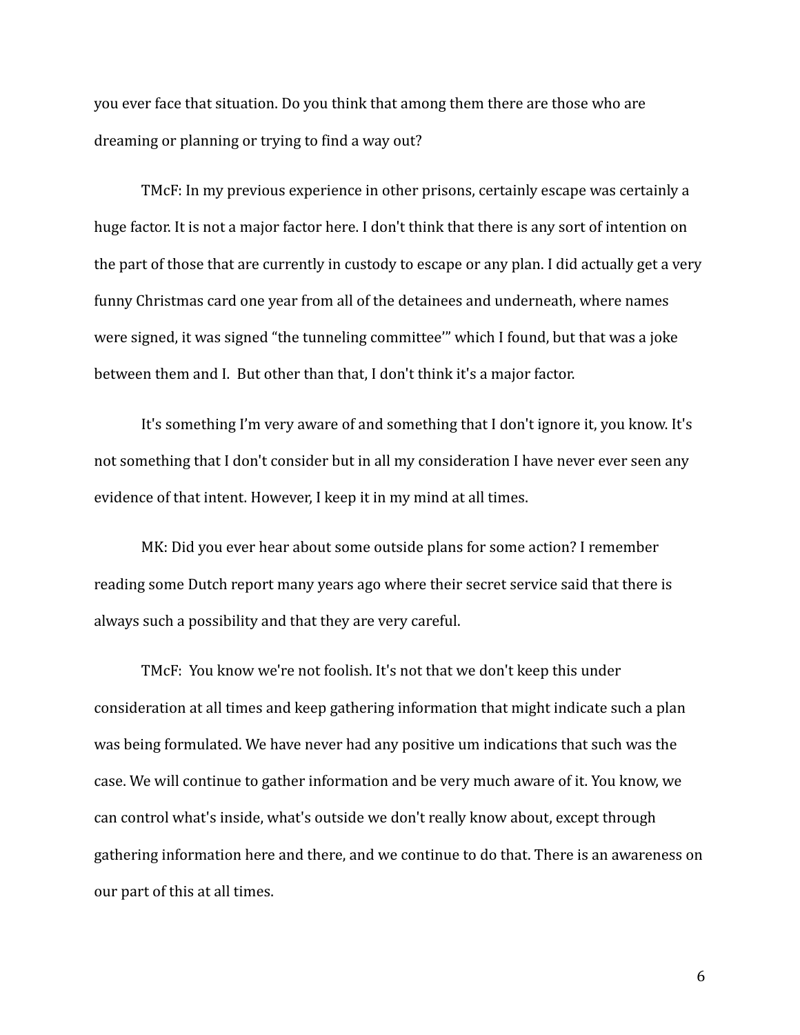you ever face that situation. Do you think that among them there are those who are dreaming or planning or trying to find a way out?

TMcF: In my previous experience in other prisons, certainly escape was certainly a huge factor. It is not a major factor here. I don't think that there is any sort of intention on the part of those that are currently in custody to escape or any plan. I did actually get a very funny Christmas card one year from all of the detainees and underneath, where names were signed, it was signed "the tunneling committee'" which I found, but that was a joke between them and I. But other than that, I don't think it's a major factor.

It's something I'm very aware of and something that I don't ignore it, you know. It's not something that I don't consider but in all my consideration I have never ever seen any evidence of that intent. However, I keep it in my mind at all times.

MK: Did you ever hear about some outside plans for some action? I remember reading some Dutch report many years ago where their secret service said that there is always such a possibility and that they are very careful.

TMcF: You know we're not foolish. It's not that we don't keep this under consideration at all times and keep gathering information that might indicate such a plan was being formulated. We have never had any positive um indications that such was the case. We will continue to gather information and be very much aware of it. You know, we can control what's inside, what's outside we don't really know about, except through gathering information here and there, and we continue to do that. There is an awareness on our part of this at all times.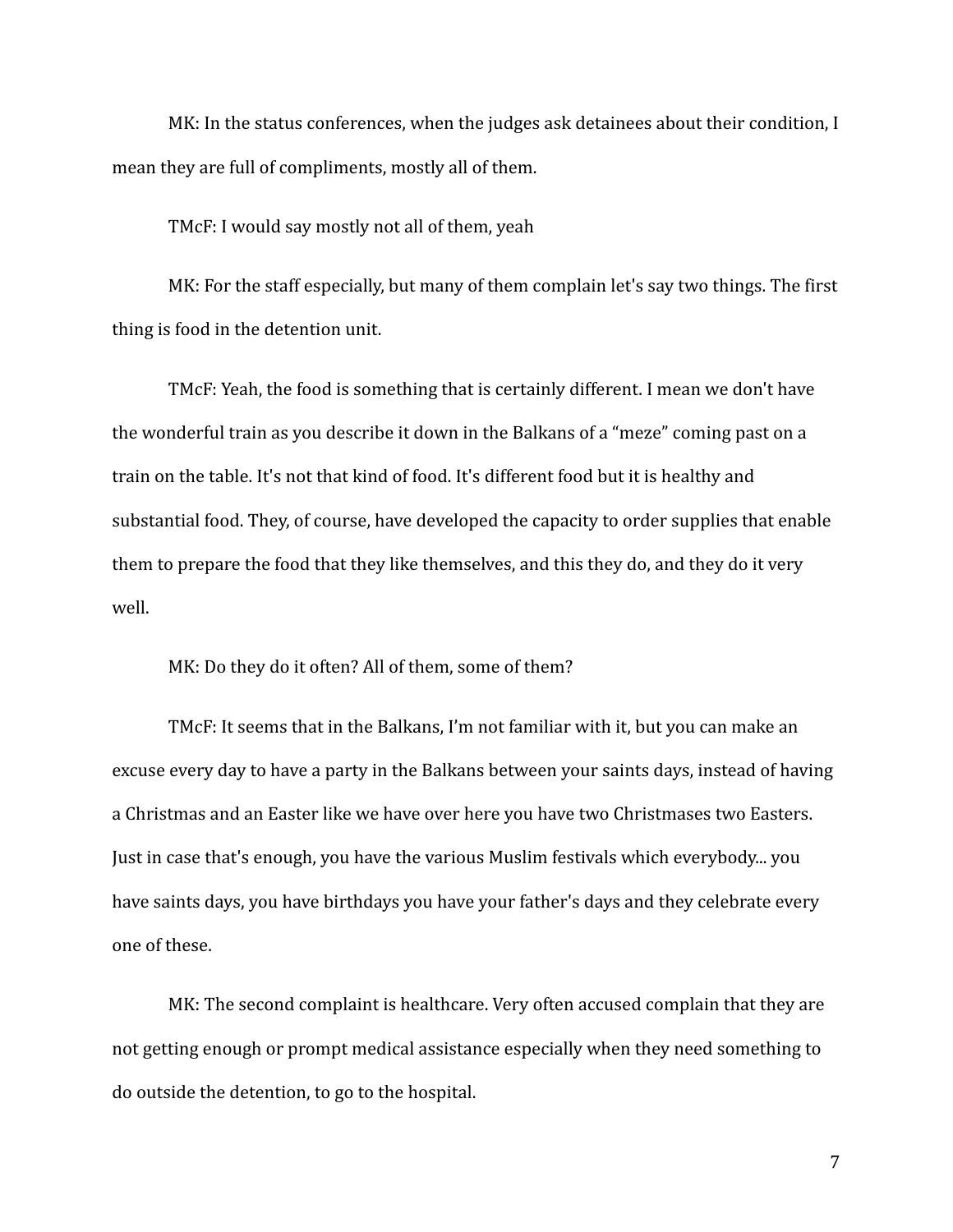MK: In the status conferences, when the judges ask detainees about their condition, I mean they are full of compliments, mostly all of them.

TMcF: I would say mostly not all of them, yeah

MK: For the staff especially, but many of them complain let's say two things. The first thing is food in the detention unit.

TMcF: Yeah, the food is something that is certainly different. I mean we don't have the wonderful train as you describe it down in the Balkans of a "meze" coming past on a train on the table. It's not that kind of food. It's different food but it is healthy and substantial food. They, of course, have developed the capacity to order supplies that enable them to prepare the food that they like themselves, and this they do, and they do it very well.

MK: Do they do it often? All of them, some of them?

TMcF: It seems that in the Balkans, I'm not familiar with it, but you can make an excuse every day to have a party in the Balkans between your saints days, instead of having a Christmas and an Easter like we have over here you have two Christmases two Easters. Just in case that's enough, you have the various Muslim festivals which everybody... you have saints days, you have birthdays you have your father's days and they celebrate every one of these.

MK: The second complaint is healthcare. Very often accused complain that they are not getting enough or prompt medical assistance especially when they need something to do outside the detention, to go to the hospital.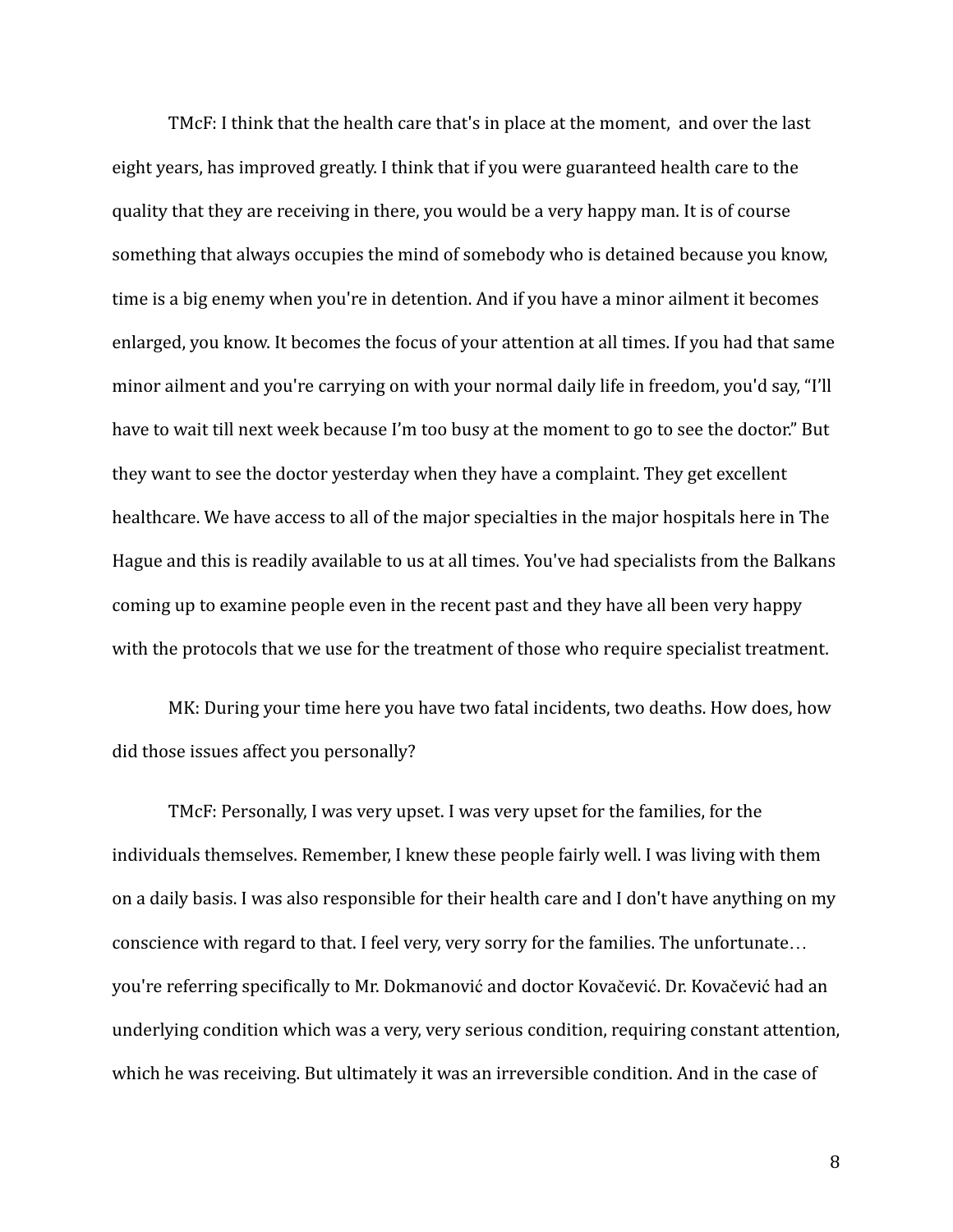TMcF: I think that the health care that's in place at the moment, and over the last eight years, has improved greatly. I think that if you were guaranteed health care to the quality that they are receiving in there, you would be a very happy man. It is of course something that always occupies the mind of somebody who is detained because you know, time is a big enemy when you're in detention. And if you have a minor ailment it becomes enlarged, you know. It becomes the focus of your attention at all times. If you had that same minor ailment and you're carrying on with your normal daily life in freedom, you'd say, "I'll have to wait till next week because I'm too busy at the moment to go to see the doctor." But they want to see the doctor yesterday when they have a complaint. They get excellent healthcare. We have access to all of the major specialties in the major hospitals here in The Hague and this is readily available to us at all times. You've had specialists from the Balkans coming up to examine people even in the recent past and they have all been very happy with the protocols that we use for the treatment of those who require specialist treatment.

MK: During your time here you have two fatal incidents, two deaths. How does, how did those issues affect you personally?

TMcF: Personally, I was very upset. I was very upset for the families, for the individuals themselves. Remember, I knew these people fairly well. I was living with them on a daily basis. I was also responsible for their health care and I don't have anything on my conscience with regard to that. I feel very, very sorry for the families. The unfortunate… you're referring specifically to Mr. Dokmanović and doctor Kovačević. Dr. Kovačević had an underlying condition which was a very, very serious condition, requiring constant attention, which he was receiving. But ultimately it was an irreversible condition. And in the case of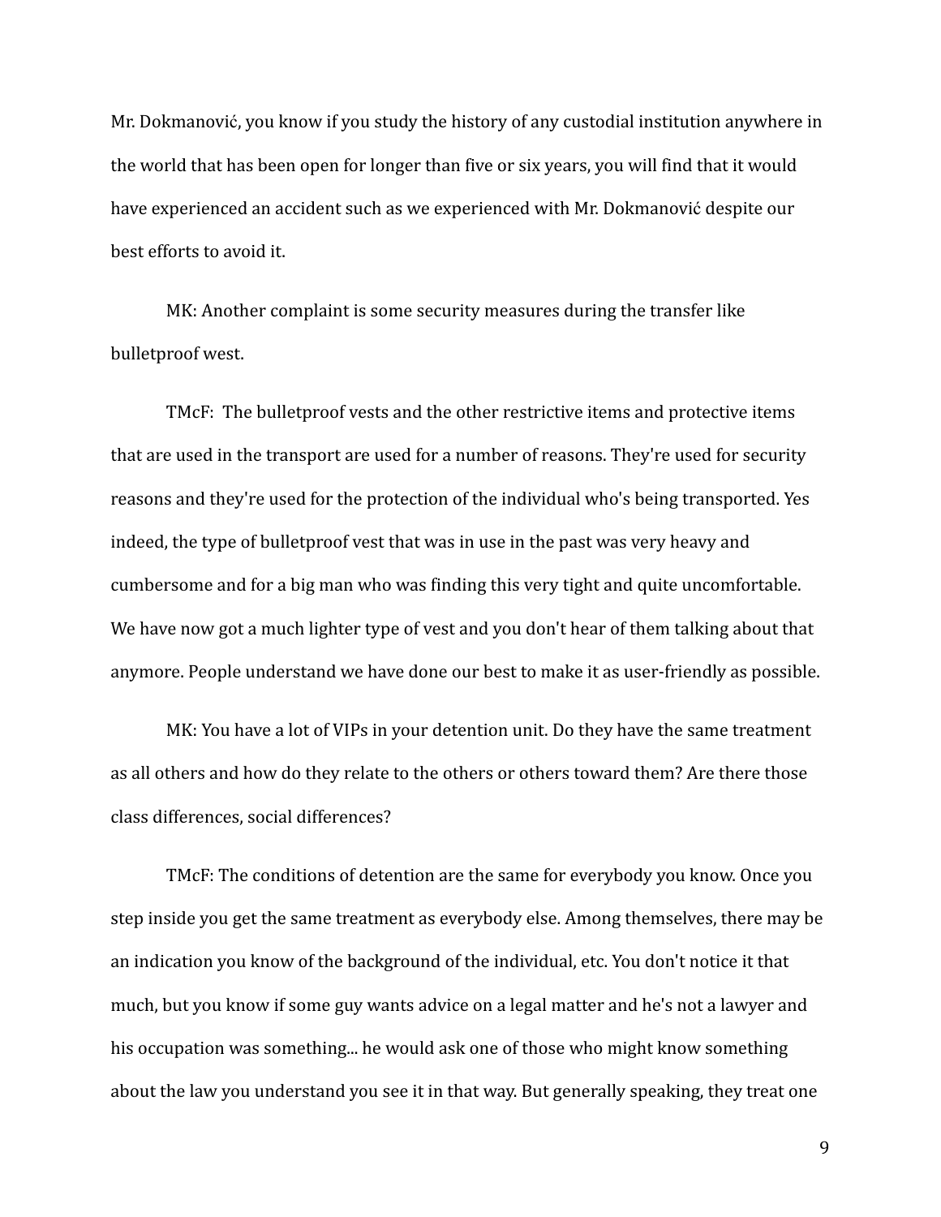Mr. Dokmanović, you know if you study the history of any custodial institution anywhere in the world that has been open for longer than five or six years, you will find that it would have experienced an accident such as we experienced with Mr. Dokmanović despite our best efforts to avoid it.

MK: Another complaint is some security measures during the transfer like bulletproof west.

TMcF: The bulletproof vests and the other restrictive items and protective items that are used in the transport are used for a number of reasons. They're used for security reasons and they're used for the protection of the individual who's being transported. Yes indeed, the type of bulletproof vest that was in use in the past was very heavy and cumbersome and for a big man who was finding this very tight and quite uncomfortable. We have now got a much lighter type of vest and you don't hear of them talking about that anymore. People understand we have done our best to make it as user-friendly as possible.

MK: You have a lot of VIPs in your detention unit. Do they have the same treatment as all others and how do they relate to the others or others toward them? Are there those class differences, social differences?

TMcF: The conditions of detention are the same for everybody you know. Once you step inside you get the same treatment as everybody else. Among themselves, there may be an indication you know of the background of the individual, etc. You don't notice it that much, but you know if some guy wants advice on a legal matter and he's not a lawyer and his occupation was something... he would ask one of those who might know something about the law you understand you see it in that way. But generally speaking, they treat one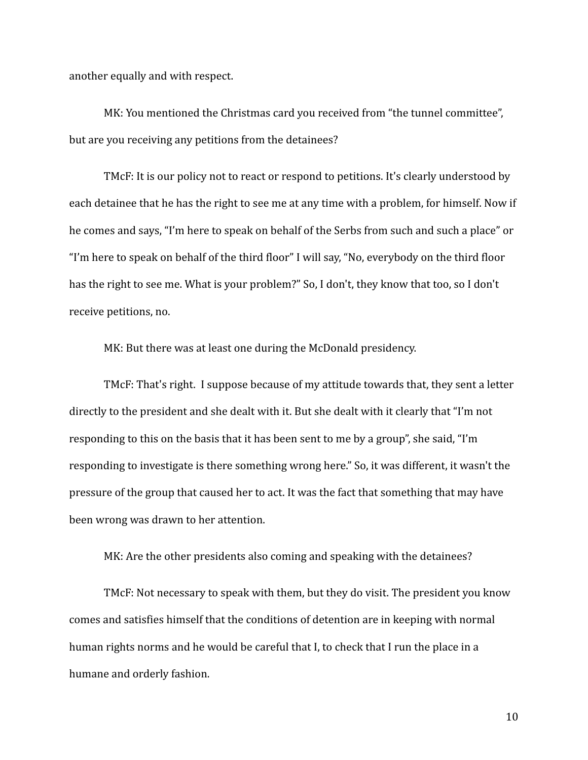another equally and with respect.

MK: You mentioned the Christmas card you received from "the tunnel committee", but are you receiving any petitions from the detainees?

TMcF: It is our policy not to react or respond to petitions. It's clearly understood by each detainee that he has the right to see me at any time with a problem, for himself. Now if he comes and says, "I'm here to speak on behalf of the Serbs from such and such a place" or "I'm here to speak on behalf of the third floor" I will say, "No, everybody on the third floor has the right to see me. What is your problem?" So, I don't, they know that too, so I don't receive petitions, no.

MK: But there was at least one during the McDonald presidency.

TMcF: That's right. I suppose because of my attitude towards that, they sent a letter directly to the president and she dealt with it. But she dealt with it clearly that "I'm not responding to this on the basis that it has been sent to me by a group", she said, "I'm responding to investigate is there something wrong here." So, it was different, it wasn't the pressure of the group that caused her to act. It was the fact that something that may have been wrong was drawn to her attention.

MK: Are the other presidents also coming and speaking with the detainees?

TMcF: Not necessary to speak with them, but they do visit. The president you know comes and satisfies himself that the conditions of detention are in keeping with normal human rights norms and he would be careful that I, to check that I run the place in a humane and orderly fashion.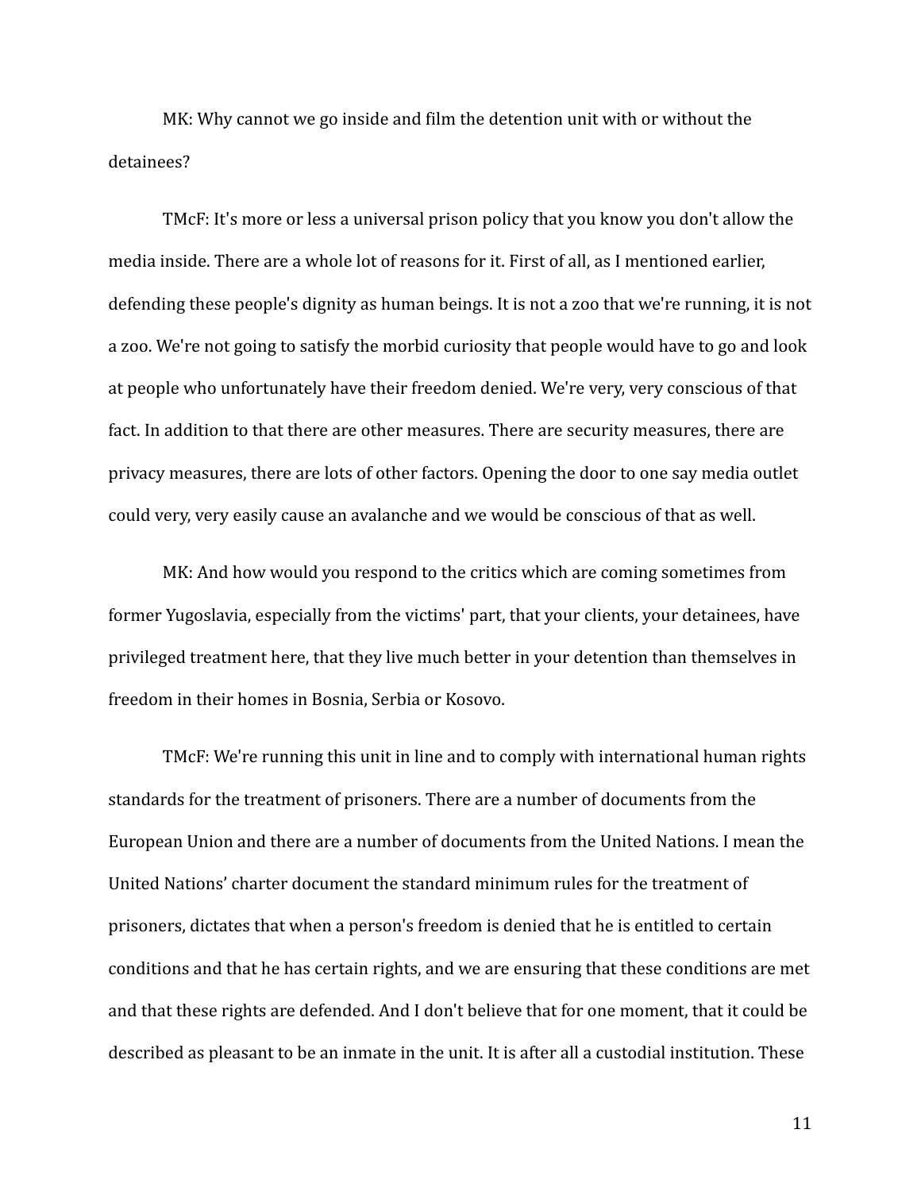MK: Why cannot we go inside and film the detention unit with or without the detainees?

TMcF: It's more or less a universal prison policy that you know you don't allow the media inside. There are a whole lot of reasons for it. First of all, as I mentioned earlier, defending these people's dignity as human beings. It is not a zoo that we're running, it is not a zoo. We're not going to satisfy the morbid curiosity that people would have to go and look at people who unfortunately have their freedom denied. We're very, very conscious of that fact. In addition to that there are other measures. There are security measures, there are privacy measures, there are lots of other factors. Opening the door to one say media outlet could very, very easily cause an avalanche and we would be conscious of that as well.

MK: And how would you respond to the critics which are coming sometimes from former Yugoslavia, especially from the victims' part, that your clients, your detainees, have privileged treatment here, that they live much better in your detention than themselves in freedom in their homes in Bosnia, Serbia or Kosovo.

TMcF: We're running this unit in line and to comply with international human rights standards for the treatment of prisoners. There are a number of documents from the European Union and there are a number of documents from the United Nations. I mean the United Nations' charter document the standard minimum rules for the treatment of prisoners, dictates that when a person's freedom is denied that he is entitled to certain conditions and that he has certain rights, and we are ensuring that these conditions are met and that these rights are defended. And I don't believe that for one moment, that it could be described as pleasant to be an inmate in the unit. It is after all a custodial institution. These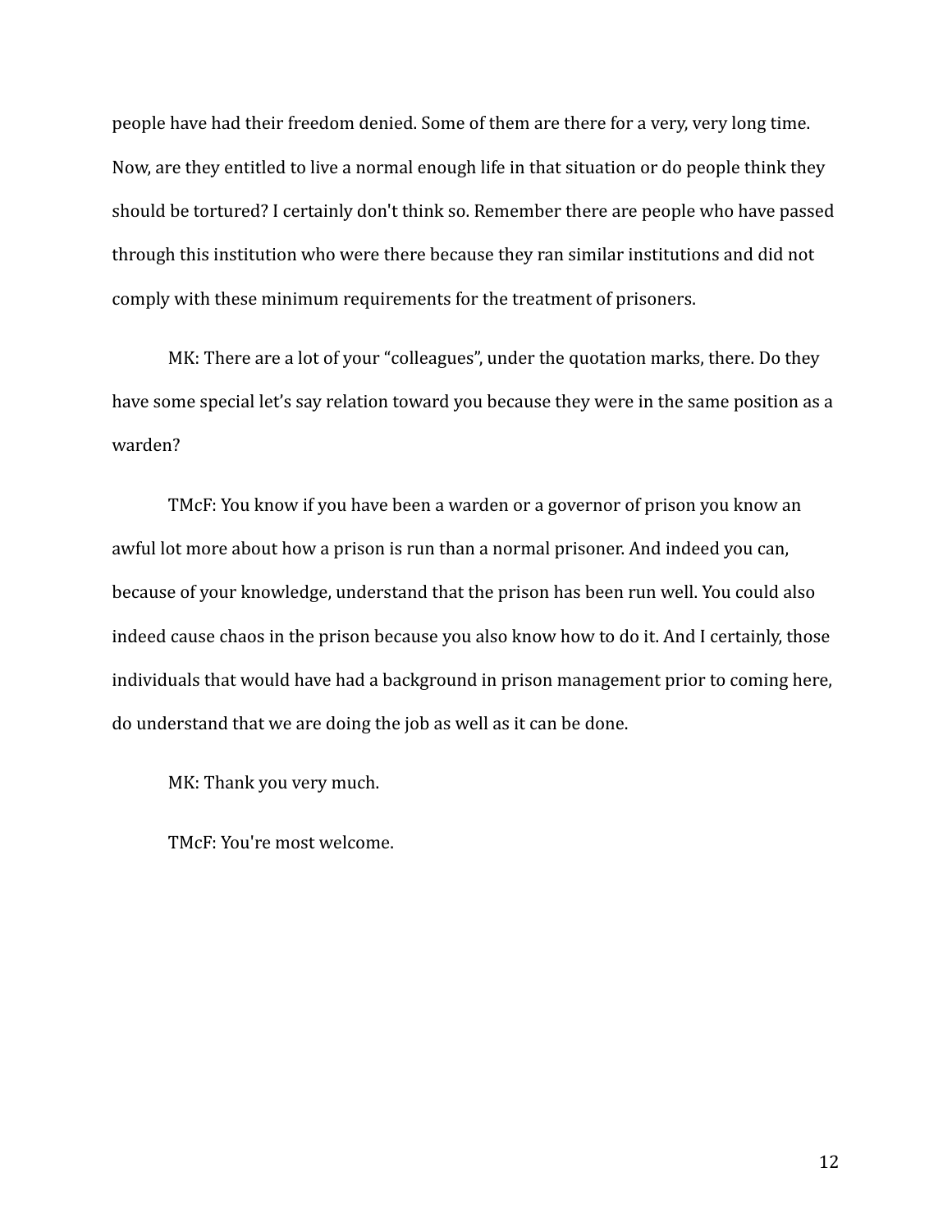people have had their freedom denied. Some of them are there for a very, very long time. Now, are they entitled to live a normal enough life in that situation or do people think they should be tortured? I certainly don't think so. Remember there are people who have passed through this institution who were there because they ran similar institutions and did not comply with these minimum requirements for the treatment of prisoners.

MK: There are a lot of your “colleagues”, under the quotation marks, there. Do they have some special let’s say relation toward you because they were in the same position as a warden?

TMcF: You know if you have been a warden or a governor of prison you know an awful lot more about how a prison is run than a normal prisoner. And indeed you can, because of your knowledge, understand that the prison has been run well. You could also indeed cause chaos in the prison because you also know how to do it. And I certainly, those individuals that would have had a background in prison management prior to coming here, do understand that we are doing the job as well as it can be done.

MK: Thank you very much.

TMcF: You're most welcome.